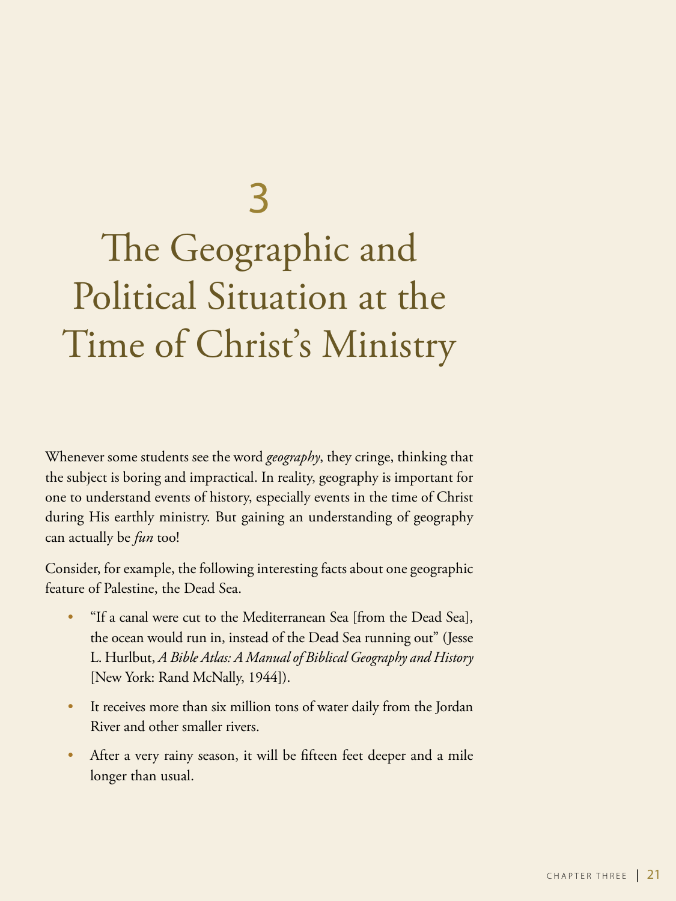# 3

# The Geographic and Political Situation at the Time of Christ's Ministry

Whenever some students see the word *geography*, they cringe, thinking that the subject is boring and impractical. In reality, geography is important for one to understand events of history, especially events in the time of Christ during His earthly ministry. But gaining an understanding of geography can actually be *fun* too!

Consider, for example, the following interesting facts about one geographic feature of Palestine, the Dead Sea.

- "If a canal were cut to the Mediterranean Sea [from the Dead Sea], the ocean would run in, instead of the Dead Sea running out" (Jesse L. Hurlbut, *A Bible Atlas: A Manual of Biblical Geography and History* [New York: Rand McNally, 1944]).
- It receives more than six million tons of water daily from the Jordan River and other smaller rivers.
- After a very rainy season, it will be fifteen feet deeper and a mile longer than usual.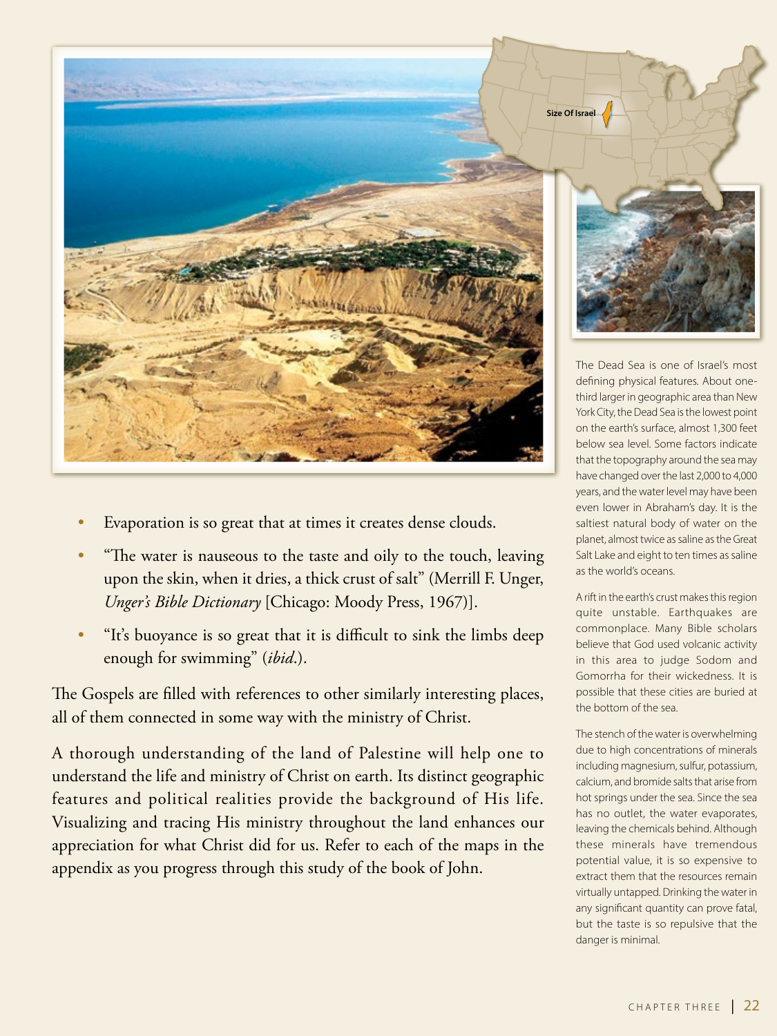Size Of Israel

- Evaporation is so great that at times it creates dense clouds.
- "The water is nauseous to the taste and oily to the touch, leaving upon the skin, when it dries, a thick crust of salt" (Merrill F. Unger, *Unger's Bible Dictionary* [Chicago: Moody Press, 1967)].
- "It's buoyance is so great that it is difficult to sink the limbs deep enough for swimming" (*ibid.*).

The Gospels are filled with references to other similarly interesting places, all of them connected in some way with the ministry of Christ.

A thorough understanding of the land of Palestine will help one to understand the life and ministry of Christ on earth. Its distinct geographic features and political realities provide the background of His life. Visualizing and tracing His ministry throughout the land enhances our appreciation for what Christ did for us. Refer to each of the maps in the appendix as you progress through this study of the book of John.

The Dead Sea is one of Israel's most defining physical features. About one-third larger in geographic area than New York City, the Dead Sea is the lowest point on the earth's surface, almost 1,300 feet below sea level. Some factors indicate that the topography around the sea may have changed over the last 2,000 to 4,000 years, and the water level may have been even lower in Abraham's day. It is the saltiest natural body of water on the planet, almost twice as saline as the Great Salt Lake and eight to ten times as saline as the world's oceans.

A rift in the earth's crust makes this region quite unstable. Earthquakes are commonplace. Many Bible scholars believe that God used volcanic activity in this area to judge Sodom and Gomorrha for their wickedness. It is possible that these cities are buried at the bottom of the sea.

The stench of the water is overwhelming due to high concentrations of minerals including magnesium, sulfur, potassium, calcium, and bromide salts that arise from hot springs under the sea. Since the sea has no outlet, the water evaporates, leaving the chemicals behind. Although these minerals have tremendous potential value, it is so expensive to extract them that the resources remain virtually untapped. Drinking the water in any significant quantity can prove fatal, but the taste is so repulsive that the danger is minimal.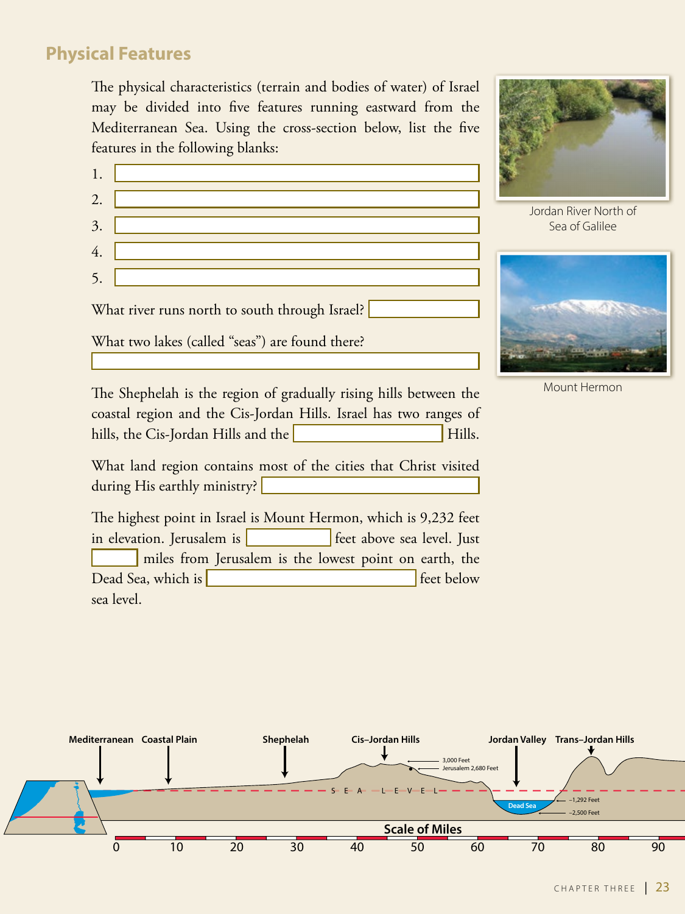## Physical Features

The physical characteristics (terrain and bodies of water) of Israel may be divided into five features running eastward from the Mediterranean Sea. Using the cross-section below, list the five features in the following blanks:

1. ______________________
2. ______________________
3. ______________________
4. ______________________
5. ______________________

What river runs north to south through Israel? ______________

What two lakes (called "seas") are found there?

______________________________

The Shephelah is the region of gradually rising hills between the coastal region and the Cis-Jordan Hills. Israel has two ranges of hills, the Cis-Jordan Hills and the ______________ Hills.

What land region contains most of the cities that Christ visited during His earthly ministry? ______________

The highest point in Israel is Mount Hermon, which is 9,232 feet in elevation. Jerusalem is ________ feet above sea level. Just ______ miles from Jerusalem is the lowest point on earth, the Dead Sea, which is ______________ feet below sea level.

Jordan River North of Sea of Galilee

Mount Hermon

Mediterranean | Coastal Plain | Shephelah | Cis–Jordan Hills | Jordan Valley | Trans–Jordan Hills

3,000 Feet
Jerusalem 2,680 Feet
SEA LEVEL
Dead Sea
–1,292 Feet
–2,500 Feet

Scale of Miles

0 10 20 30 40 50 60 70 80 90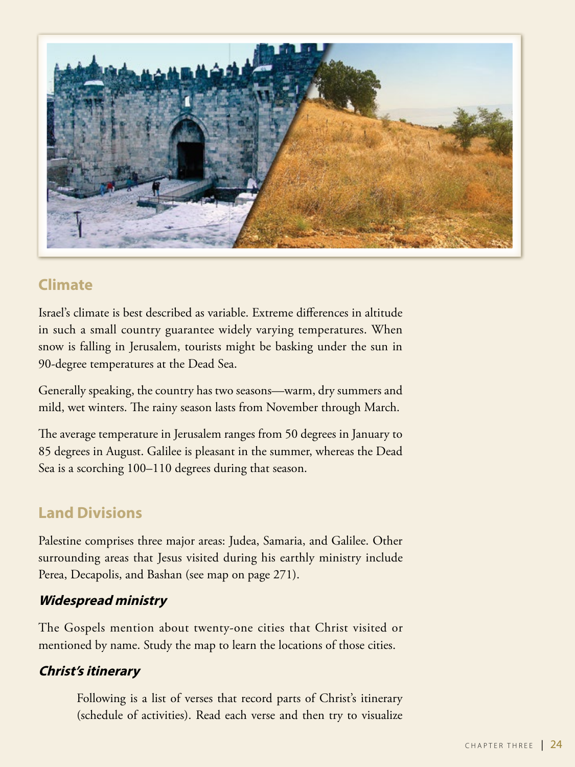## Climate

Israel's climate is best described as variable. Extreme differences in altitude in such a small country guarantee widely varying temperatures. When snow is falling in Jerusalem, tourists might be basking under the sun in 90-degree temperatures at the Dead Sea.

Generally speaking, the country has two seasons—warm, dry summers and mild, wet winters. The rainy season lasts from November through March.

The average temperature in Jerusalem ranges from 50 degrees in January to 85 degrees in August. Galilee is pleasant in the summer, whereas the Dead Sea is a scorching 100–110 degrees during that season.

## Land Divisions

Palestine comprises three major areas: Judea, Samaria, and Galilee. Other surrounding areas that Jesus visited during his earthly ministry include Perea, Decapolis, and Bashan (see map on page 271).

### *Widespread ministry*

The Gospels mention about twenty-one cities that Christ visited or mentioned by name. Study the map to learn the locations of those cities.

### *Christ's itinerary*

Following is a list of verses that record parts of Christ's itinerary (schedule of activities). Read each verse and then try to visualize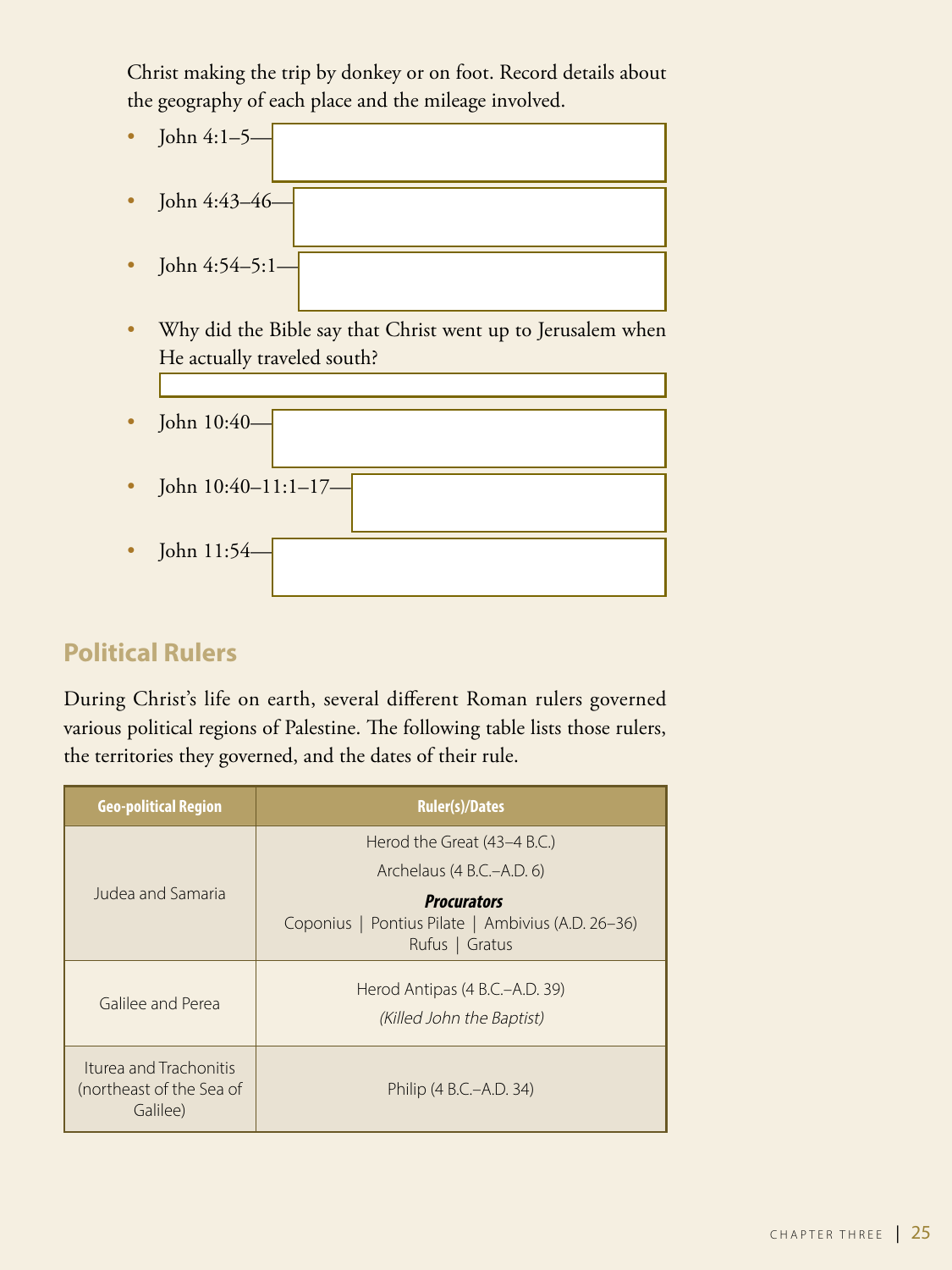Christ making the trip by donkey or on foot. Record details about the geography of each place and the mileage involved.

- John 4:1–5—
- John 4:43–46—
- John 4:54–5:1—
- Why did the Bible say that Christ went up to Jerusalem when He actually traveled south?
- John 10:40—
- John 10:40–11:1–17—
- John 11:54—

## Political Rulers

During Christ's life on earth, several different Roman rulers governed various political regions of Palestine. The following table lists those rulers, the territories they governed, and the dates of their rule.

| Geo-political Region | Ruler(s)/Dates |
| --- | --- |
| Judea and Samaria | Herod the Great (43–4 B.C.)<br>Archelaus (4 B.C.–A.D. 6)<br>***Procurators***<br>Coponius \| Pontius Pilate \| Ambivius (A.D. 26–36)<br>Rufus \| Gratus |
| Galilee and Perea | Herod Antipas (4 B.C.–A.D. 39)<br>*(Killed John the Baptist)* |
| Iturea and Trachonitis (northeast of the Sea of Galilee) | Philip (4 B.C.–A.D. 34) |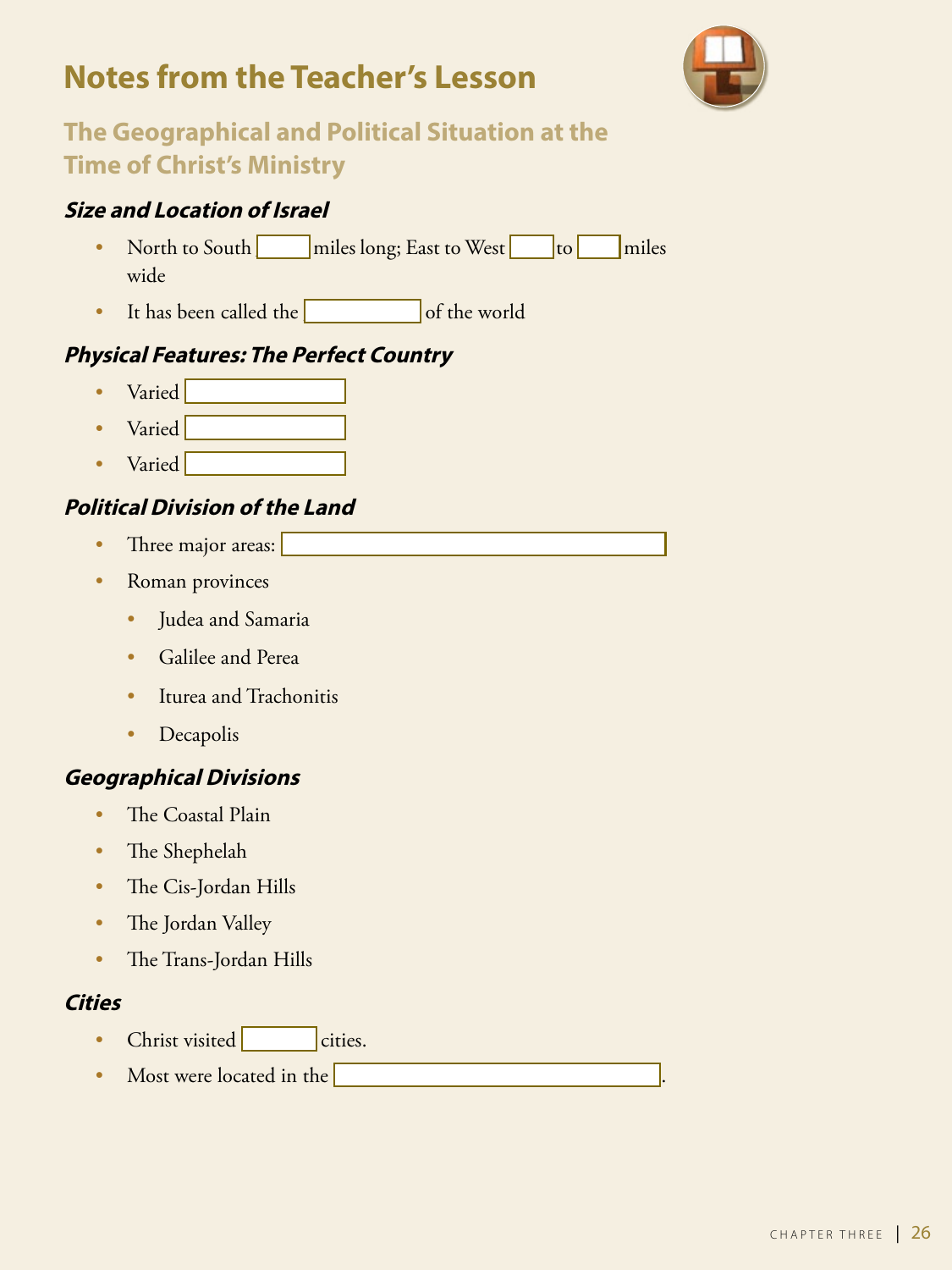# Notes from the Teacher's Lesson

## The Geographical and Political Situation at the Time of Christ's Ministry

### *Size and Location of Israel*

- North to South ______ miles long; East to West ______ to ______ miles wide
- It has been called the ______________ of the world

### *Physical Features: The Perfect Country*

- Varied ____________________
- Varied ____________________
- Varied ____________________

### *Political Division of the Land*

- Three major areas: ________________________________________
- Roman provinces
  - Judea and Samaria
  - Galilee and Perea
  - Iturea and Trachonitis
  - Decapolis

### *Geographical Divisions*

- The Coastal Plain
- The Shephelah
- The Cis-Jordan Hills
- The Jordan Valley
- The Trans-Jordan Hills

### *Cities*

- Christ visited __________ cities.
- Most were located in the ________________________________________.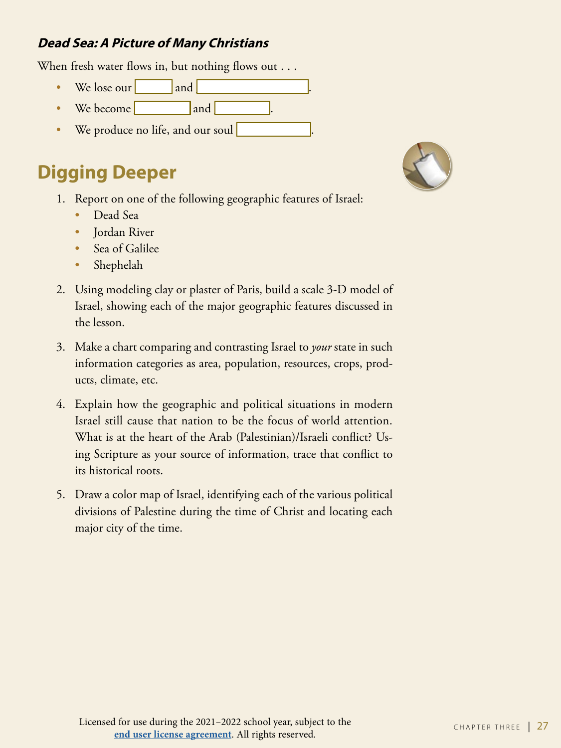### ***Dead Sea: A Picture of Many Christians***

When fresh water flows in, but nothing flows out . . .

- We lose our ______ and ______________.
- We become ________ and ________.
- We produce no life, and our soul __________.

## Digging Deeper

1. Report on one of the following geographic features of Israel:
   - Dead Sea
   - Jordan River
   - Sea of Galilee
   - Shephelah
2. Using modeling clay or plaster of Paris, build a scale 3-D model of Israel, showing each of the major geographic features discussed in the lesson.
3. Make a chart comparing and contrasting Israel to *your* state in such information categories as area, population, resources, crops, products, climate, etc.
4. Explain how the geographic and political situations in modern Israel still cause that nation to be the focus of world attention. What is at the heart of the Arab (Palestinian)/Israeli conflict? Using Scripture as your source of information, trace that conflict to its historical roots.
5. Draw a color map of Israel, identifying each of the various political divisions of Palestine during the time of Christ and locating each major city of the time.

Licensed for use during the 2021–2022 school year, subject to the **end user license agreement**. All rights reserved.